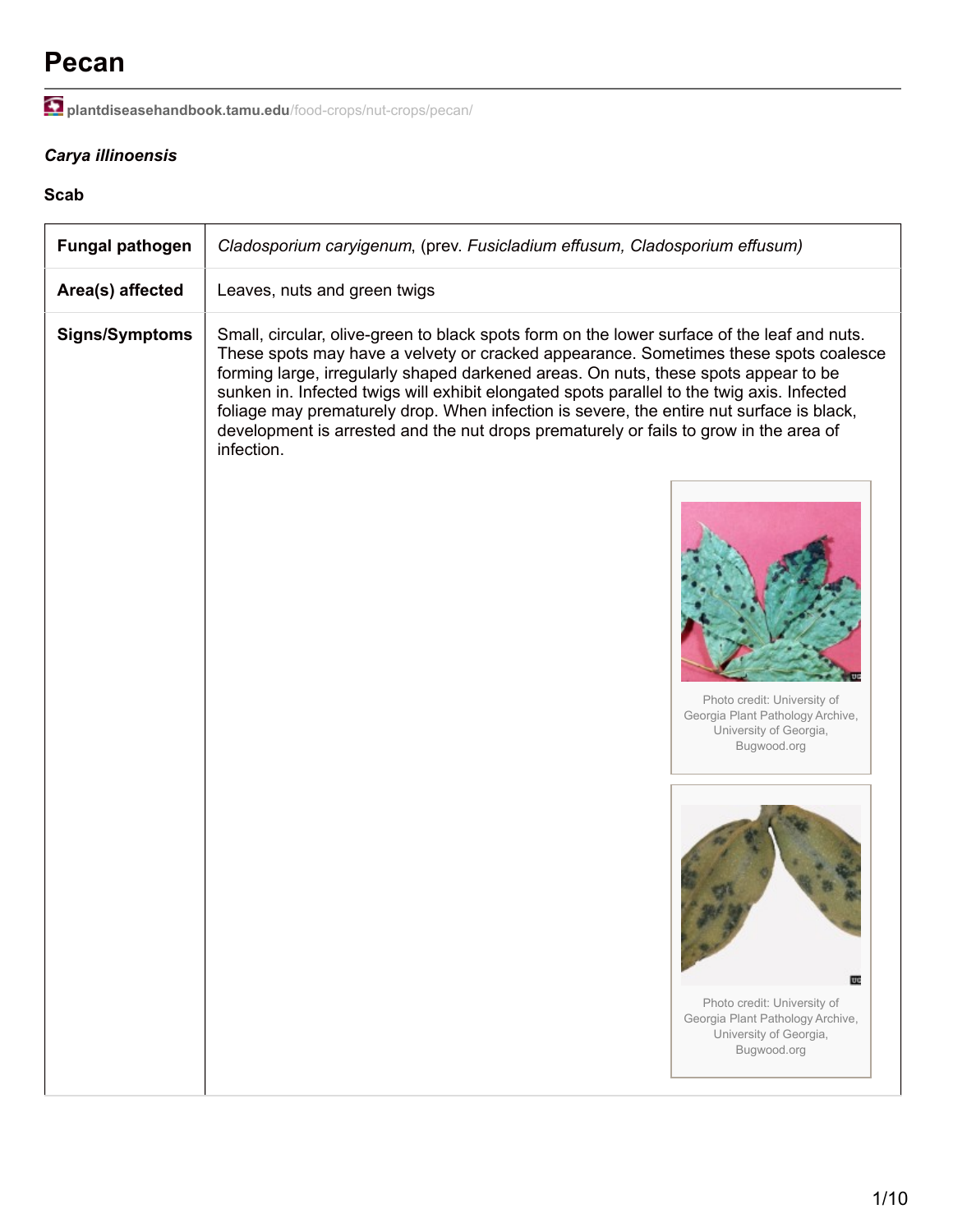# Pecan

plantdiseasehandbook.tamu.edu/food-crops/nut-crops/pecan/

***Carya illinoensis***

**Scab**

| | |
|---|---|
| **Fungal pathogen** | *Cladosporium caryigenum*, (prev. *Fusicladium effusum, Cladosporium effusum)* |
| **Area(s) affected** | Leaves, nuts and green twigs |
| **Signs/Symptoms** | Small, circular, olive-green to black spots form on the lower surface of the leaf and nuts. These spots may have a velvety or cracked appearance. Sometimes these spots coalesce forming large, irregularly shaped darkened areas. On nuts, these spots appear to be sunken in. Infected twigs will exhibit elongated spots parallel to the twig axis. Infected foliage may prematurely drop. When infection is severe, the entire nut surface is black, development is arrested and the nut drops prematurely or fails to grow in the area of infection.<br><br>Photo credit: University of Georgia Plant Pathology Archive, University of Georgia, Bugwood.org<br><br>Photo credit: University of Georgia Plant Pathology Archive, University of Georgia, Bugwood.org |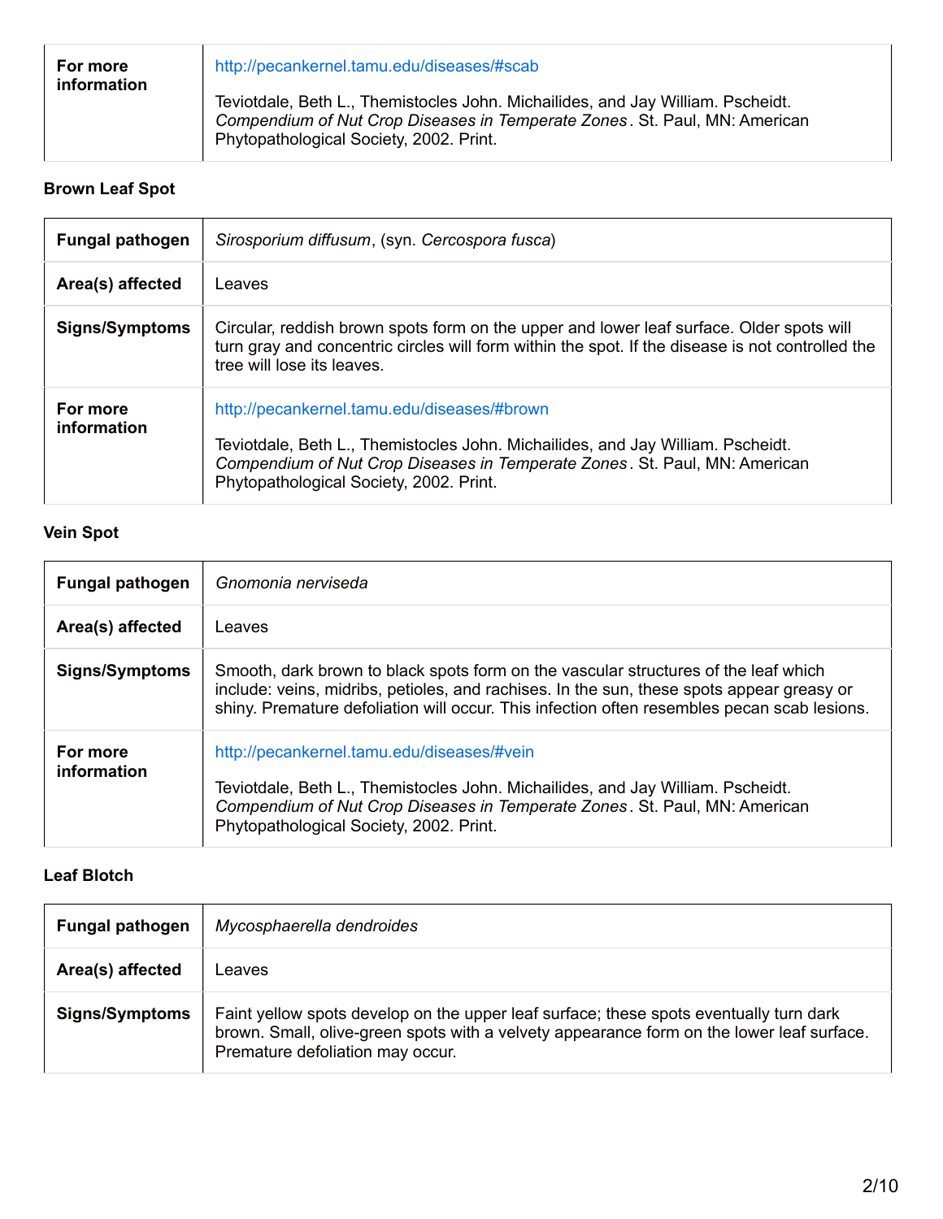| For more information | http://pecankernel.tamu.edu/diseases/#scab<br><br>Teviotdale, Beth L., Themistocles John. Michailides, and Jay William. Pscheidt. *Compendium of Nut Crop Diseases in Temperate Zones*. St. Paul, MN: American Phytopathological Society, 2002. Print. |
|---|---|

**Brown Leaf Spot**

| Fungal pathogen | *Sirosporium diffusum*, (syn. *Cercospora fusca*) |
|---|---|
| Area(s) affected | Leaves |
| Signs/Symptoms | Circular, reddish brown spots form on the upper and lower leaf surface. Older spots will turn gray and concentric circles will form within the spot. If the disease is not controlled the tree will lose its leaves. |
| For more information | http://pecankernel.tamu.edu/diseases/#brown<br><br>Teviotdale, Beth L., Themistocles John. Michailides, and Jay William. Pscheidt. *Compendium of Nut Crop Diseases in Temperate Zones*. St. Paul, MN: American Phytopathological Society, 2002. Print. |

**Vein Spot**

| Fungal pathogen | *Gnomonia nerviseda* |
|---|---|
| Area(s) affected | Leaves |
| Signs/Symptoms | Smooth, dark brown to black spots form on the vascular structures of the leaf which include: veins, midribs, petioles, and rachises. In the sun, these spots appear greasy or shiny. Premature defoliation will occur. This infection often resembles pecan scab lesions. |
| For more information | http://pecankernel.tamu.edu/diseases/#vein<br><br>Teviotdale, Beth L., Themistocles John. Michailides, and Jay William. Pscheidt. *Compendium of Nut Crop Diseases in Temperate Zones*. St. Paul, MN: American Phytopathological Society, 2002. Print. |

**Leaf Blotch**

| Fungal pathogen | *Mycosphaerella dendroides* |
|---|---|
| Area(s) affected | Leaves |
| Signs/Symptoms | Faint yellow spots develop on the upper leaf surface; these spots eventually turn dark brown. Small, olive-green spots with a velvety appearance form on the lower leaf surface. Premature defoliation may occur. |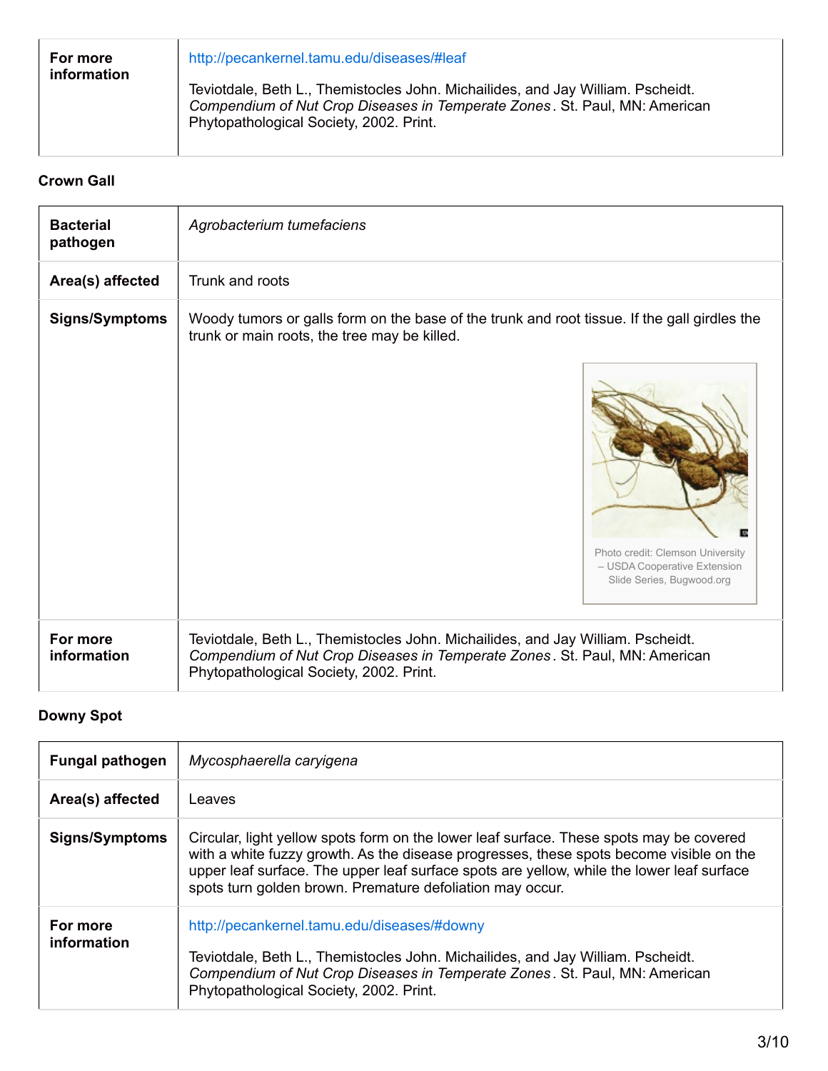| For more information | http://pecankernel.tamu.edu/diseases/#leaf<br><br>Teviotdale, Beth L., Themistocles John. Michailides, and Jay William. Pscheidt. *Compendium of Nut Crop Diseases in Temperate Zones*. St. Paul, MN: American Phytopathological Society, 2002. Print. |
|---|---|

**Crown Gall**

| **Bacterial pathogen** | *Agrobacterium tumefaciens* |
|---|---|
| **Area(s) affected** | Trunk and roots |
| **Signs/Symptoms** | Woody tumors or galls form on the base of the trunk and root tissue. If the gall girdles the trunk or main roots, the tree may be killed.<br><br>Photo credit: Clemson University – USDA Cooperative Extension Slide Series, Bugwood.org |
| **For more information** | Teviotdale, Beth L., Themistocles John. Michailides, and Jay William. Pscheidt. *Compendium of Nut Crop Diseases in Temperate Zones*. St. Paul, MN: American Phytopathological Society, 2002. Print. |

**Downy Spot**

| **Fungal pathogen** | *Mycosphaerella caryigena* |
|---|---|
| **Area(s) affected** | Leaves |
| **Signs/Symptoms** | Circular, light yellow spots form on the lower leaf surface. These spots may be covered with a white fuzzy growth. As the disease progresses, these spots become visible on the upper leaf surface. The upper leaf surface spots are yellow, while the lower leaf surface spots turn golden brown. Premature defoliation may occur. |
| **For more information** | http://pecankernel.tamu.edu/diseases/#downy<br><br>Teviotdale, Beth L., Themistocles John. Michailides, and Jay William. Pscheidt. *Compendium of Nut Crop Diseases in Temperate Zones*. St. Paul, MN: American Phytopathological Society, 2002. Print. |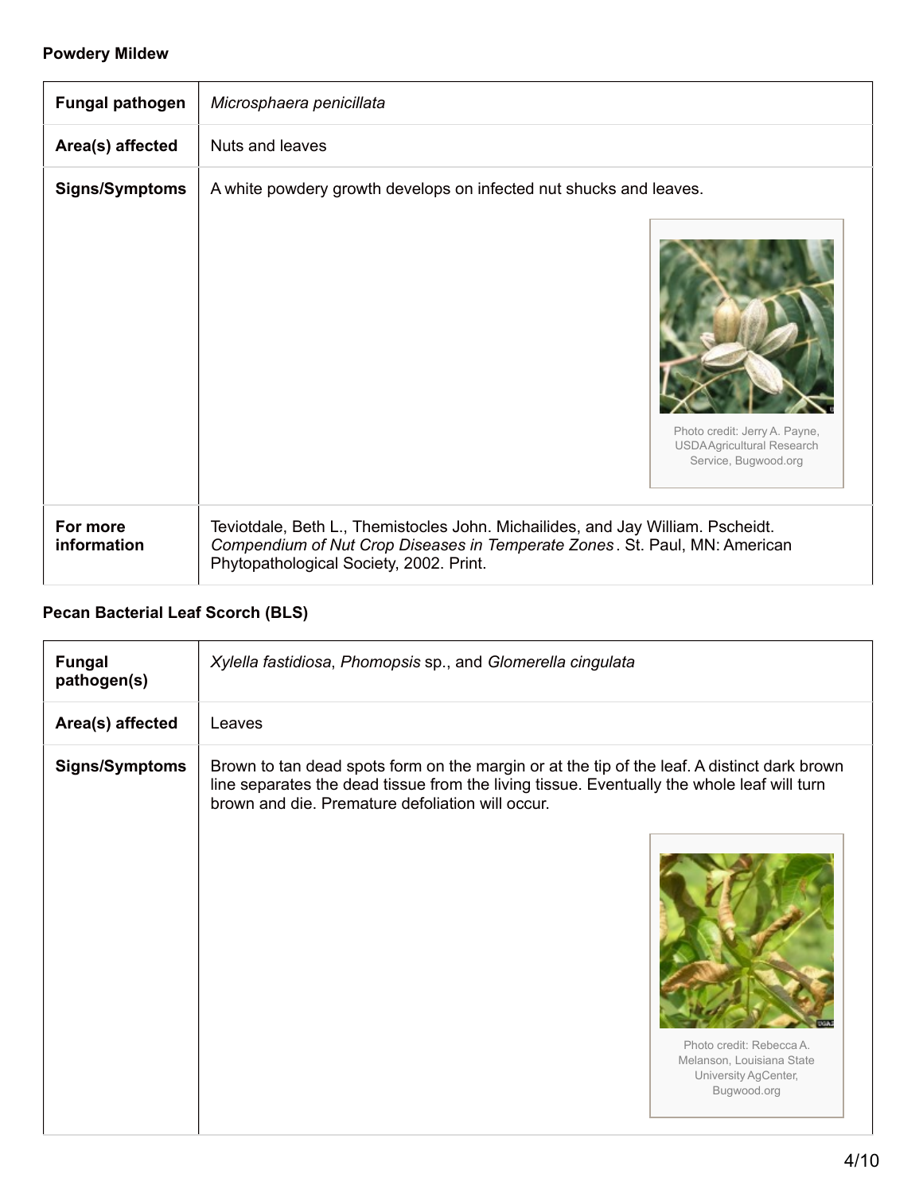**Powdery Mildew**

| Fungal pathogen | *Microsphaera penicillata* |
|---|---|
| Area(s) affected | Nuts and leaves |
| Signs/Symptoms | A white powdery growth develops on infected nut shucks and leaves. Photo credit: Jerry A. Payne, USDA Agricultural Research Service, Bugwood.org |
| For more information | Teviotdale, Beth L., Themistocles John. Michailides, and Jay William. Pscheidt. *Compendium of Nut Crop Diseases in Temperate Zones*. St. Paul, MN: American Phytopathological Society, 2002. Print. |

**Pecan Bacterial Leaf Scorch (BLS)**

| Fungal pathogen(s) | *Xylella fastidiosa*, *Phomopsis* sp., and *Glomerella cingulata* |
|---|---|
| Area(s) affected | Leaves |
| Signs/Symptoms | Brown to tan dead spots form on the margin or at the tip of the leaf. A distinct dark brown line separates the dead tissue from the living tissue. Eventually the whole leaf will turn brown and die. Premature defoliation will occur. Photo credit: Rebecca A. Melanson, Louisiana State University AgCenter, Bugwood.org |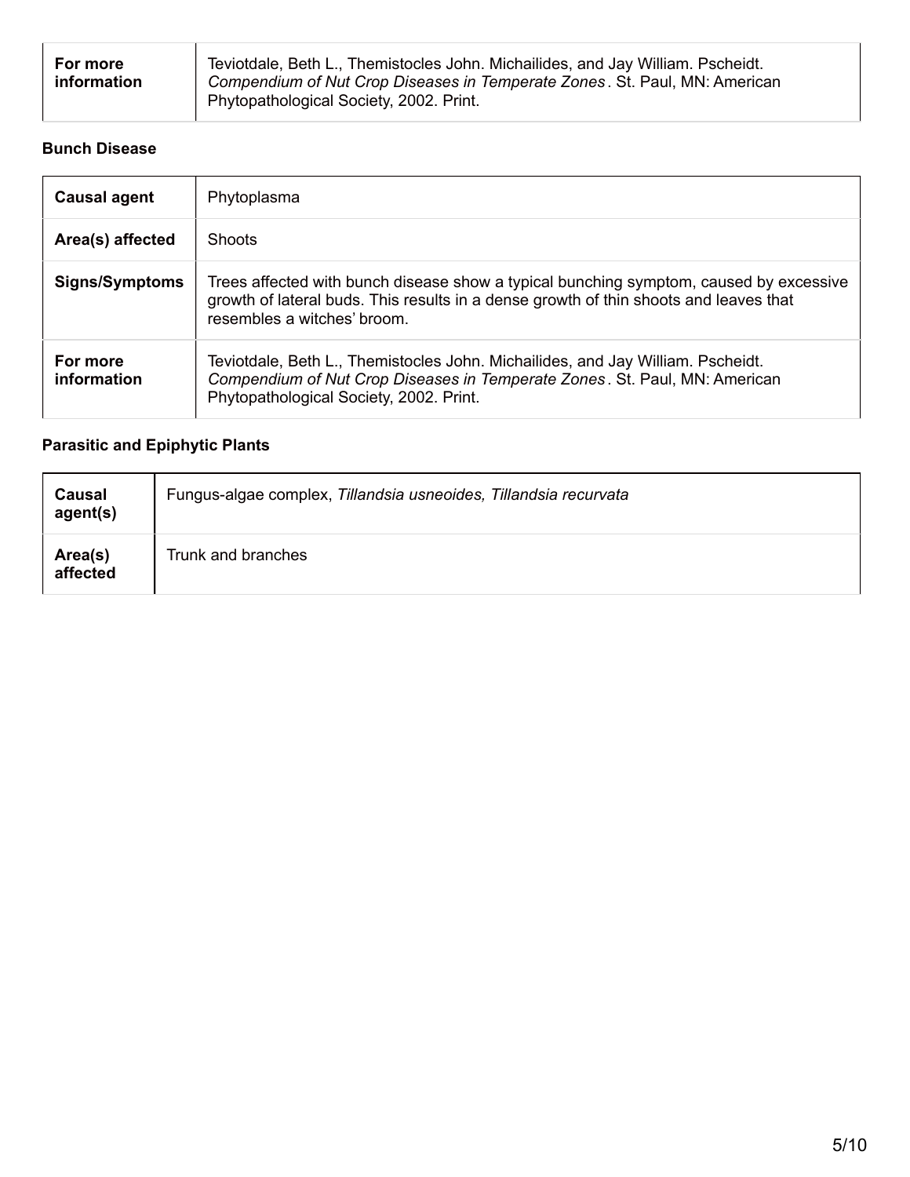| | |
|---|---|
| **For more information** | Teviotdale, Beth L., Themistocles John. Michailides, and Jay William. Pscheidt. *Compendium of Nut Crop Diseases in Temperate Zones*. St. Paul, MN: American Phytopathological Society, 2002. Print. |

**Bunch Disease**

| | |
|---|---|
| **Causal agent** | Phytoplasma |
| **Area(s) affected** | Shoots |
| **Signs/Symptoms** | Trees affected with bunch disease show a typical bunching symptom, caused by excessive growth of lateral buds. This results in a dense growth of thin shoots and leaves that resembles a witches' broom. |
| **For more information** | Teviotdale, Beth L., Themistocles John. Michailides, and Jay William. Pscheidt. *Compendium of Nut Crop Diseases in Temperate Zones*. St. Paul, MN: American Phytopathological Society, 2002. Print. |

**Parasitic and Epiphytic Plants**

| | |
|---|---|
| **Causal agent(s)** | Fungus-algae complex, *Tillandsia usneoides, Tillandsia recurvata* |
| **Area(s) affected** | Trunk and branches |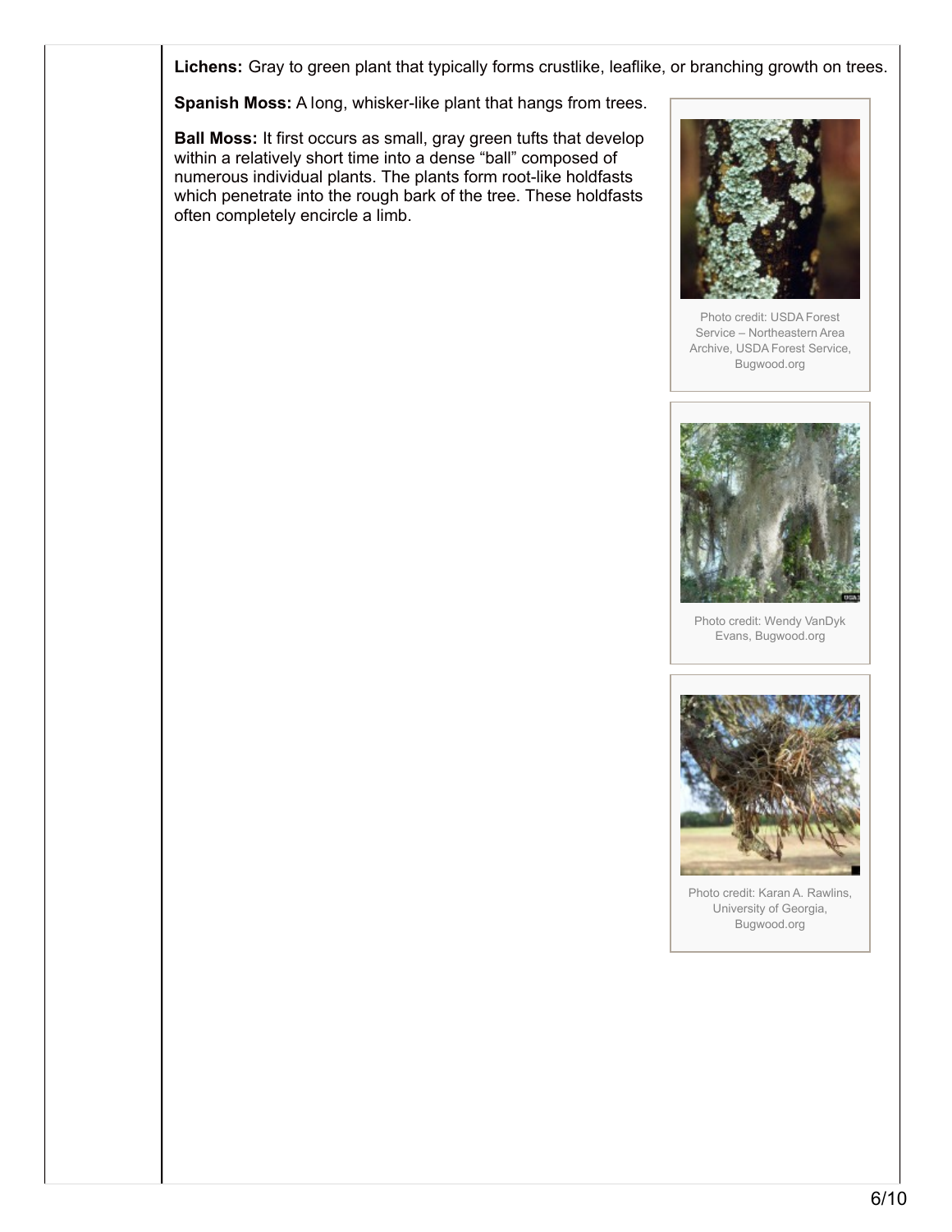**Lichens:** Gray to green plant that typically forms crustlike, leaflike, or branching growth on trees.

**Spanish Moss:** A long, whisker-like plant that hangs from trees.

**Ball Moss:** It first occurs as small, gray green tufts that develop within a relatively short time into a dense "ball" composed of numerous individual plants. The plants form root-like holdfasts which penetrate into the rough bark of the tree. These holdfasts often completely encircle a limb.

Photo credit: USDA Forest Service – Northeastern Area Archive, USDA Forest Service, Bugwood.org

Photo credit: Wendy VanDyk Evans, Bugwood.org

Photo credit: Karan A. Rawlins, University of Georgia, Bugwood.org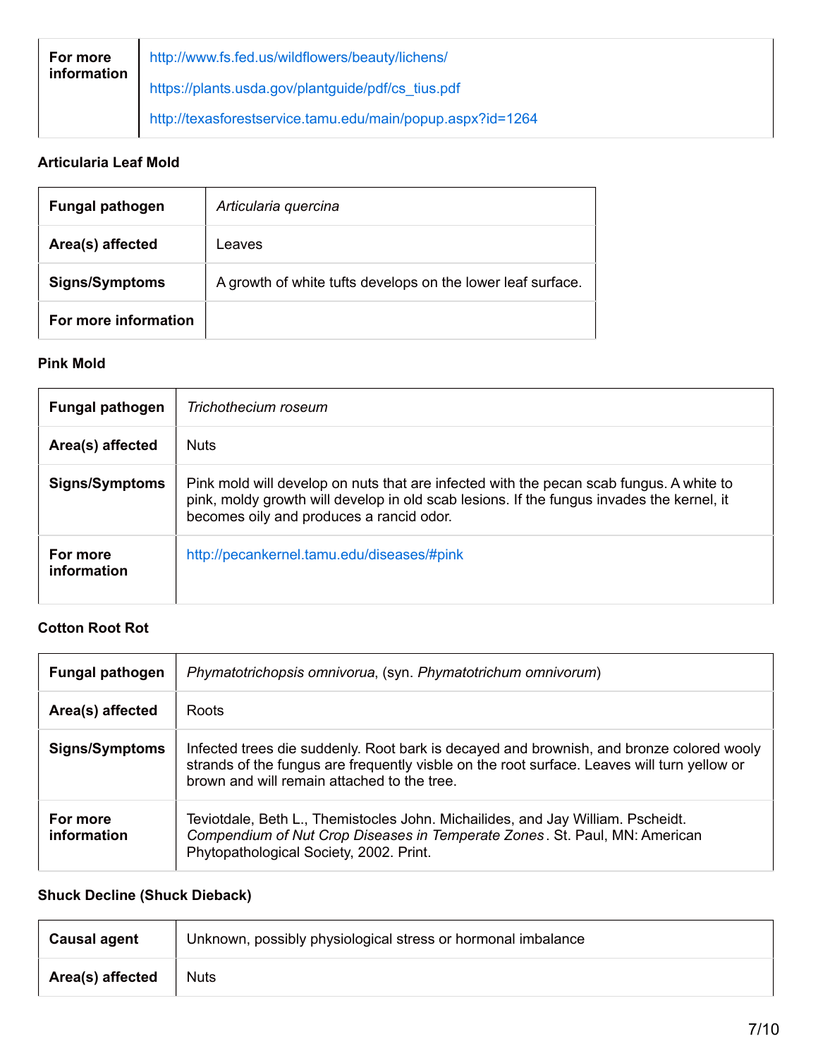| For more information | http://www.fs.fed.us/wildflowers/beauty/lichens/<br>https://plants.usda.gov/plantguide/pdf/cs_tius.pdf<br>http://texasforestservice.tamu.edu/main/popup.aspx?id=1264 |
|---|---|

**Articularia Leaf Mold**

| **Fungal pathogen** | *Articularia quercina* |
|---|---|
| **Area(s) affected** | Leaves |
| **Signs/Symptoms** | A growth of white tufts develops on the lower leaf surface. |
| **For more information** | |

**Pink Mold**

| **Fungal pathogen** | *Trichothecium roseum* |
|---|---|
| **Area(s) affected** | Nuts |
| **Signs/Symptoms** | Pink mold will develop on nuts that are infected with the pecan scab fungus. A white to pink, moldy growth will develop in old scab lesions. If the fungus invades the kernel, it becomes oily and produces a rancid odor. |
| **For more information** | http://pecankernel.tamu.edu/diseases/#pink |

**Cotton Root Rot**

| **Fungal pathogen** | *Phymatotrichopsis omnivorua*, (syn. *Phymatotrichum omnivorum*) |
|---|---|
| **Area(s) affected** | Roots |
| **Signs/Symptoms** | Infected trees die suddenly. Root bark is decayed and brownish, and bronze colored wooly strands of the fungus are frequently visble on the root surface. Leaves will turn yellow or brown and will remain attached to the tree. |
| **For more information** | Teviotdale, Beth L., Themistocles John. Michailides, and Jay William. Pscheidt. *Compendium of Nut Crop Diseases in Temperate Zones*. St. Paul, MN: American Phytopathological Society, 2002. Print. |

**Shuck Decline (Shuck Dieback)**

| **Causal agent** | Unknown, possibly physiological stress or hormonal imbalance |
|---|---|
| **Area(s) affected** | Nuts |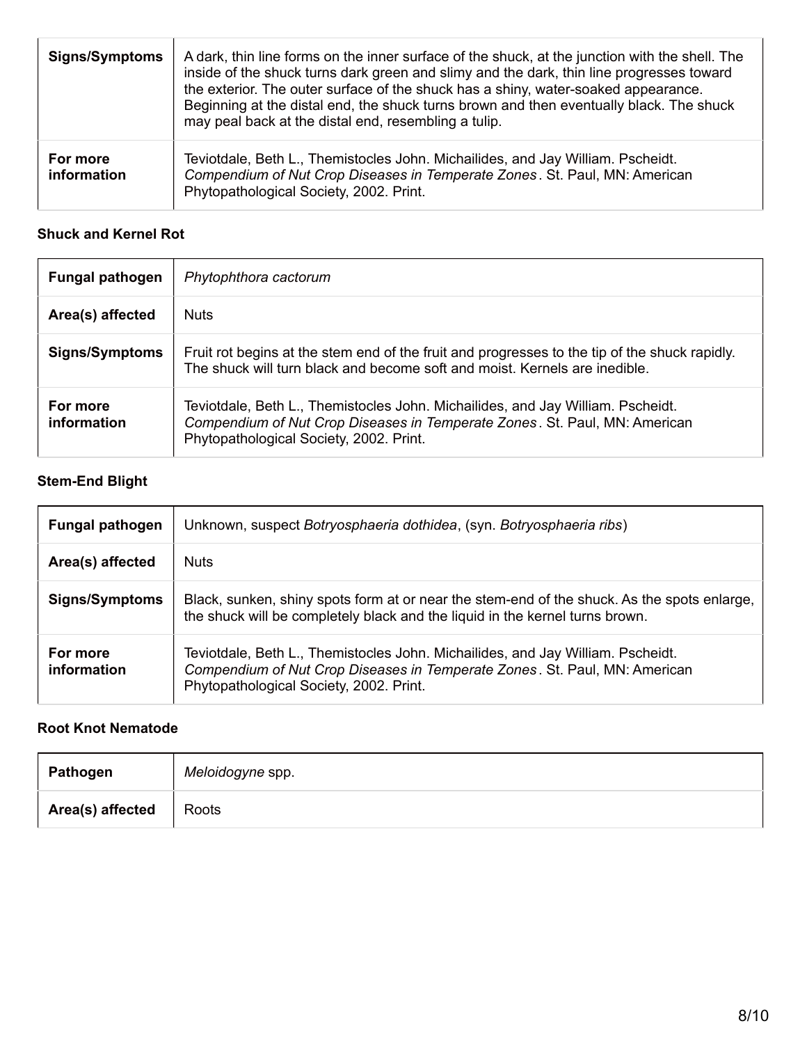| Signs/Symptoms | A dark, thin line forms on the inner surface of the shuck, at the junction with the shell. The inside of the shuck turns dark green and slimy and the dark, thin line progresses toward the exterior. The outer surface of the shuck has a shiny, water-soaked appearance. Beginning at the distal end, the shuck turns brown and then eventually black. The shuck may peal back at the distal end, resembling a tulip. |
|---|---|
| For more information | Teviotdale, Beth L., Themistocles John. Michailides, and Jay William. Pscheidt. *Compendium of Nut Crop Diseases in Temperate Zones*. St. Paul, MN: American Phytopathological Society, 2002. Print. |

#### Shuck and Kernel Rot

| Fungal pathogen | *Phytophthora cactorum* |
|---|---|
| Area(s) affected | Nuts |
| Signs/Symptoms | Fruit rot begins at the stem end of the fruit and progresses to the tip of the shuck rapidly. The shuck will turn black and become soft and moist. Kernels are inedible. |
| For more information | Teviotdale, Beth L., Themistocles John. Michailides, and Jay William. Pscheidt. *Compendium of Nut Crop Diseases in Temperate Zones*. St. Paul, MN: American Phytopathological Society, 2002. Print. |

#### Stem-End Blight

| Fungal pathogen | Unknown, suspect *Botryosphaeria dothidea*, (syn. *Botryosphaeria ribs*) |
|---|---|
| Area(s) affected | Nuts |
| Signs/Symptoms | Black, sunken, shiny spots form at or near the stem-end of the shuck. As the spots enlarge, the shuck will be completely black and the liquid in the kernel turns brown. |
| For more information | Teviotdale, Beth L., Themistocles John. Michailides, and Jay William. Pscheidt. *Compendium of Nut Crop Diseases in Temperate Zones*. St. Paul, MN: American Phytopathological Society, 2002. Print. |

#### Root Knot Nematode

| Pathogen | *Meloidogyne* spp. |
|---|---|
| Area(s) affected | Roots |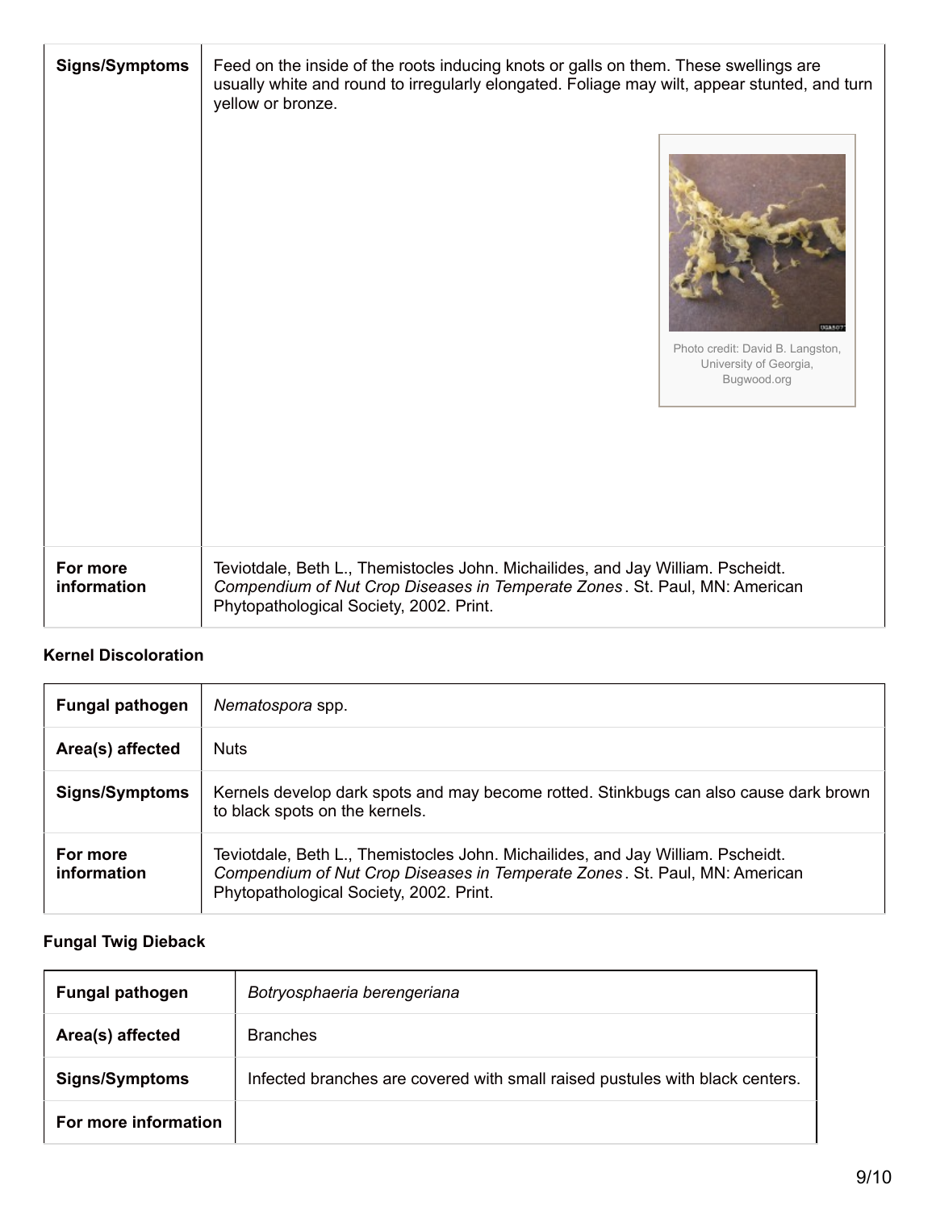| Signs/Symptoms | Feed on the inside of the roots inducing knots or galls on them. These swellings are usually white and round to irregularly elongated. Foliage may wilt, appear stunted, and turn yellow or bronze. Photo credit: David B. Langston, University of Georgia, Bugwood.org |
|---|---|
| For more information | Teviotdale, Beth L., Themistocles John. Michailides, and Jay William. Pscheidt. *Compendium of Nut Crop Diseases in Temperate Zones*. St. Paul, MN: American Phytopathological Society, 2002. Print. |

### Kernel Discoloration

| Fungal pathogen | *Nematospora* spp. |
|---|---|
| Area(s) affected | Nuts |
| Signs/Symptoms | Kernels develop dark spots and may become rotted. Stinkbugs can also cause dark brown to black spots on the kernels. |
| For more information | Teviotdale, Beth L., Themistocles John. Michailides, and Jay William. Pscheidt. *Compendium of Nut Crop Diseases in Temperate Zones*. St. Paul, MN: American Phytopathological Society, 2002. Print. |

### Fungal Twig Dieback

| Fungal pathogen | *Botryosphaeria berengeriana* |
|---|---|
| Area(s) affected | Branches |
| Signs/Symptoms | Infected branches are covered with small raised pustules with black centers. |
| For more information | |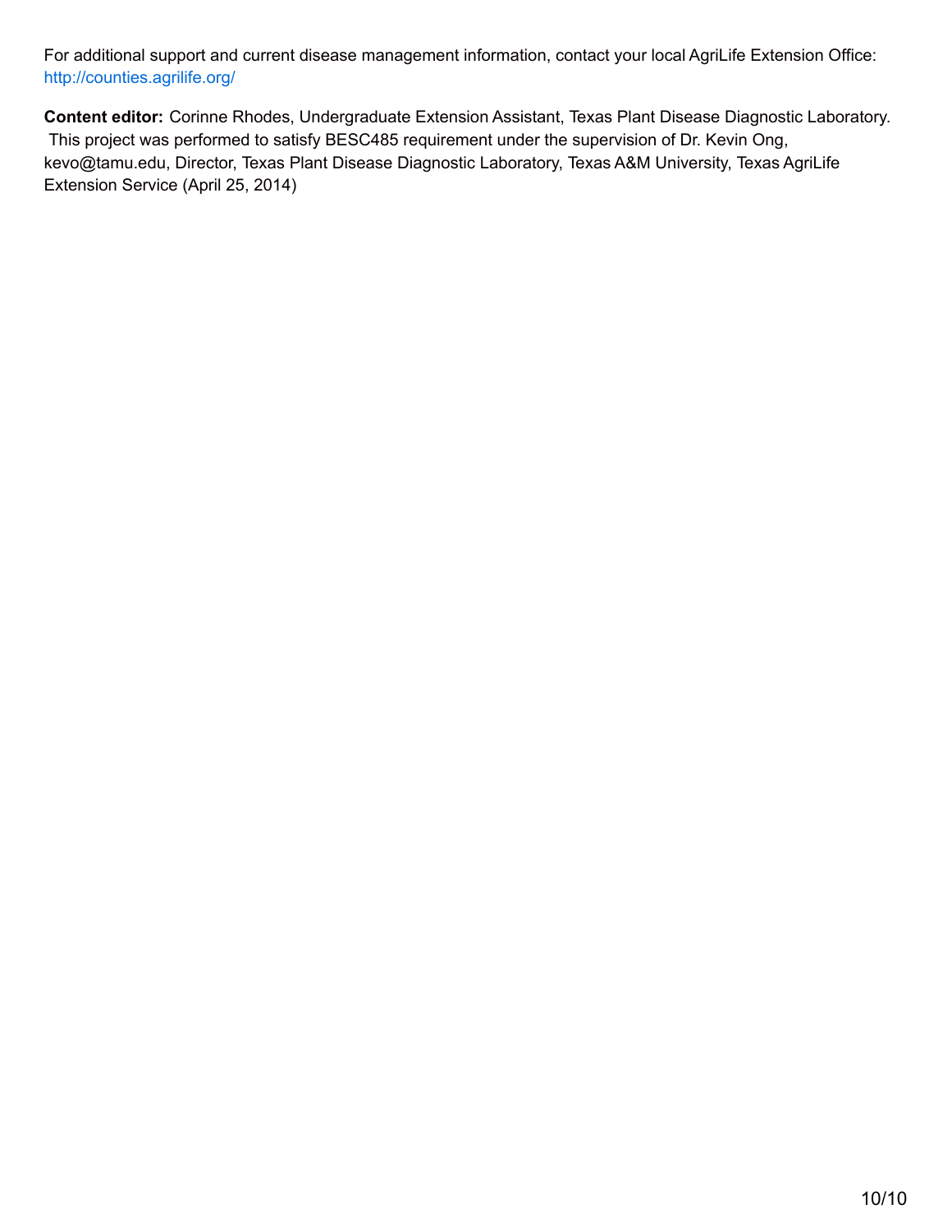For additional support and current disease management information, contact your local AgriLife Extension Office: http://counties.agrilife.org/

**Content editor:** Corinne Rhodes, Undergraduate Extension Assistant, Texas Plant Disease Diagnostic Laboratory. This project was performed to satisfy BESC485 requirement under the supervision of Dr. Kevin Ong, kevo@tamu.edu, Director, Texas Plant Disease Diagnostic Laboratory, Texas A&M University, Texas AgriLife Extension Service (April 25, 2014)